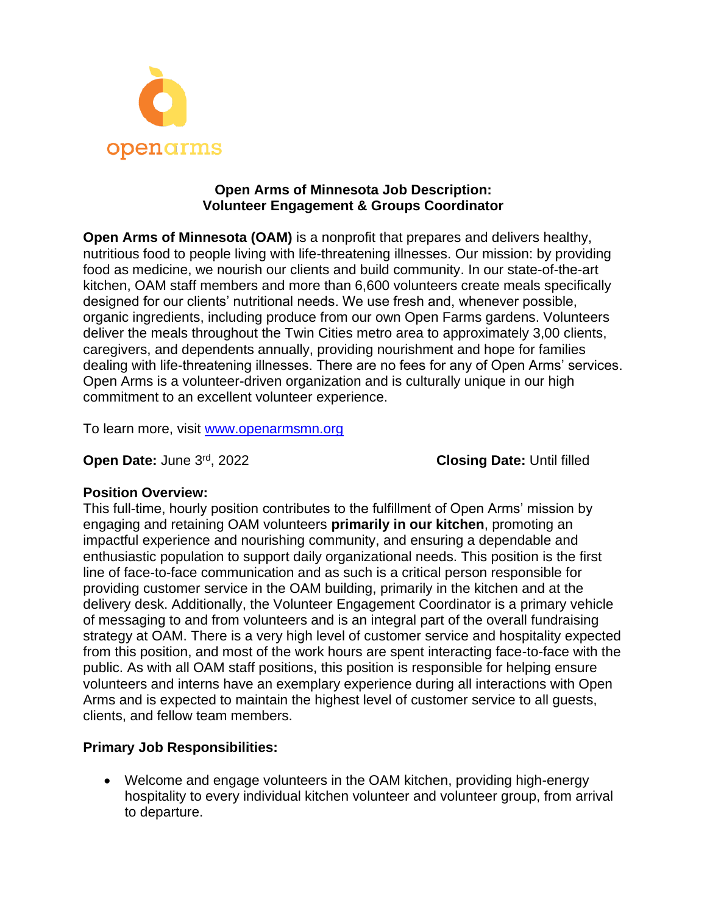openarms

# Open Arms of Minnesota Job Description: Volunteer Engagement & Groups Coordinator

**Open Arms of Minnesota (OAM)** is a nonprofit that prepares and delivers healthy, nutritious food to people living with life-threatening illnesses. Our mission: by providing food as medicine, we nourish our clients and build community. In our state-of-the-art kitchen, OAM staff members and more than 6,600 volunteers create meals specifically designed for our clients' nutritional needs. We use fresh and, whenever possible, organic ingredients, including produce from our own Open Farms gardens. Volunteers deliver the meals throughout the Twin Cities metro area to approximately 3,00 clients, caregivers, and dependents annually, providing nourishment and hope for families dealing with life-threatening illnesses. There are no fees for any of Open Arms' services. Open Arms is a volunteer-driven organization and is culturally unique in our high commitment to an excellent volunteer experience.

To learn more, visit www.openarmsmn.org

**Open Date:** June 3rd, 2022

**Closing Date:** Until filled

**Position Overview:**
This full-time, hourly position contributes to the fulfillment of Open Arms' mission by engaging and retaining OAM volunteers **primarily in our kitchen**, promoting an impactful experience and nourishing community, and ensuring a dependable and enthusiastic population to support daily organizational needs. This position is the first line of face-to-face communication and as such is a critical person responsible for providing customer service in the OAM building, primarily in the kitchen and at the delivery desk. Additionally, the Volunteer Engagement Coordinator is a primary vehicle of messaging to and from volunteers and is an integral part of the overall fundraising strategy at OAM. There is a very high level of customer service and hospitality expected from this position, and most of the work hours are spent interacting face-to-face with the public. As with all OAM staff positions, this position is responsible for helping ensure volunteers and interns have an exemplary experience during all interactions with Open Arms and is expected to maintain the highest level of customer service to all guests, clients, and fellow team members.

**Primary Job Responsibilities:**

- Welcome and engage volunteers in the OAM kitchen, providing high-energy hospitality to every individual kitchen volunteer and volunteer group, from arrival to departure.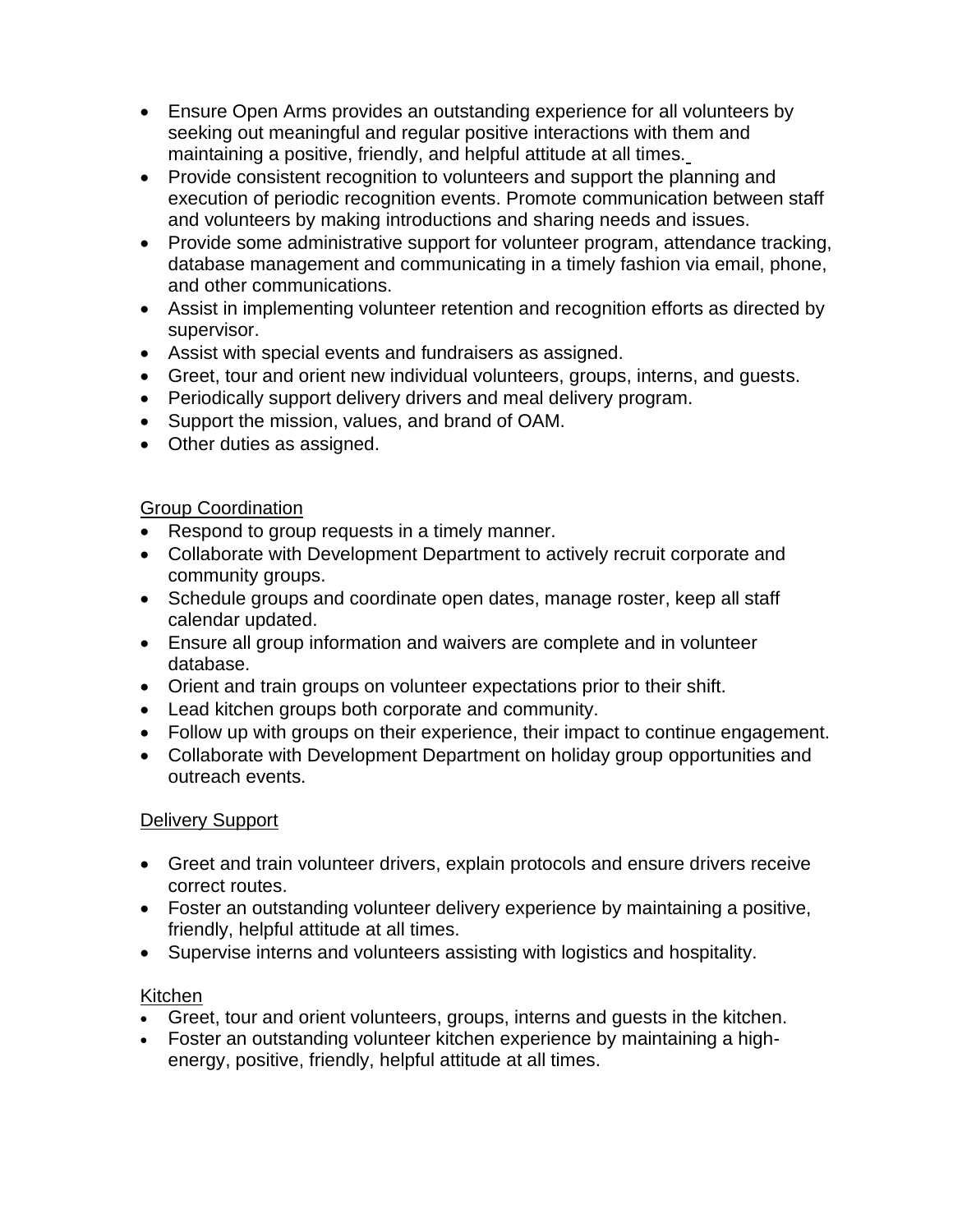- Ensure Open Arms provides an outstanding experience for all volunteers by seeking out meaningful and regular positive interactions with them and maintaining a positive, friendly, and helpful attitude at all times.
- Provide consistent recognition to volunteers and support the planning and execution of periodic recognition events. Promote communication between staff and volunteers by making introductions and sharing needs and issues.
- Provide some administrative support for volunteer program, attendance tracking, database management and communicating in a timely fashion via email, phone, and other communications.
- Assist in implementing volunteer retention and recognition efforts as directed by supervisor.
- Assist with special events and fundraisers as assigned.
- Greet, tour and orient new individual volunteers, groups, interns, and guests.
- Periodically support delivery drivers and meal delivery program.
- Support the mission, values, and brand of OAM.
- Other duties as assigned.

<u>Group Coordination</u>

- Respond to group requests in a timely manner.
- Collaborate with Development Department to actively recruit corporate and community groups.
- Schedule groups and coordinate open dates, manage roster, keep all staff calendar updated.
- Ensure all group information and waivers are complete and in volunteer database.
- Orient and train groups on volunteer expectations prior to their shift.
- Lead kitchen groups both corporate and community.
- Follow up with groups on their experience, their impact to continue engagement.
- Collaborate with Development Department on holiday group opportunities and outreach events.

<u>Delivery Support</u>

- Greet and train volunteer drivers, explain protocols and ensure drivers receive correct routes.
- Foster an outstanding volunteer delivery experience by maintaining a positive, friendly, helpful attitude at all times.
- Supervise interns and volunteers assisting with logistics and hospitality.

<u>Kitchen</u>

- Greet, tour and orient volunteers, groups, interns and guests in the kitchen.
- Foster an outstanding volunteer kitchen experience by maintaining a high-energy, positive, friendly, helpful attitude at all times.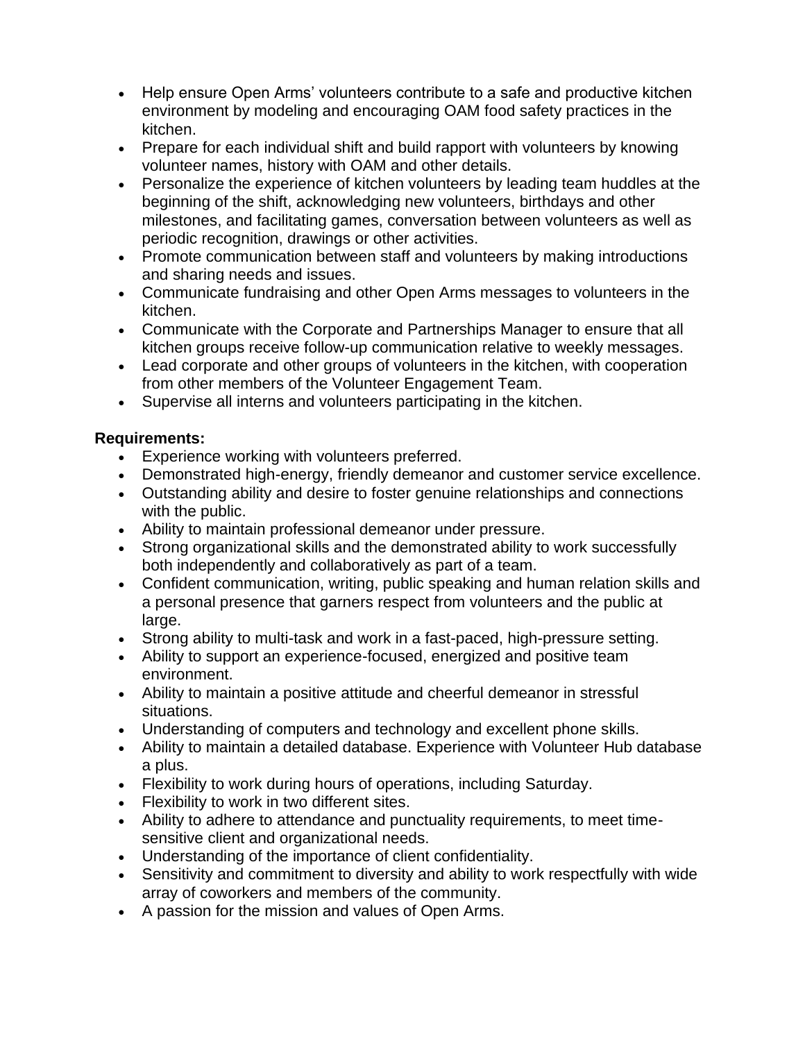- Help ensure Open Arms' volunteers contribute to a safe and productive kitchen environment by modeling and encouraging OAM food safety practices in the kitchen.
- Prepare for each individual shift and build rapport with volunteers by knowing volunteer names, history with OAM and other details.
- Personalize the experience of kitchen volunteers by leading team huddles at the beginning of the shift, acknowledging new volunteers, birthdays and other milestones, and facilitating games, conversation between volunteers as well as periodic recognition, drawings or other activities.
- Promote communication between staff and volunteers by making introductions and sharing needs and issues.
- Communicate fundraising and other Open Arms messages to volunteers in the kitchen.
- Communicate with the Corporate and Partnerships Manager to ensure that all kitchen groups receive follow-up communication relative to weekly messages.
- Lead corporate and other groups of volunteers in the kitchen, with cooperation from other members of the Volunteer Engagement Team.
- Supervise all interns and volunteers participating in the kitchen.

**Requirements:**

- Experience working with volunteers preferred.
- Demonstrated high-energy, friendly demeanor and customer service excellence.
- Outstanding ability and desire to foster genuine relationships and connections with the public.
- Ability to maintain professional demeanor under pressure.
- Strong organizational skills and the demonstrated ability to work successfully both independently and collaboratively as part of a team.
- Confident communication, writing, public speaking and human relation skills and a personal presence that garners respect from volunteers and the public at large.
- Strong ability to multi-task and work in a fast-paced, high-pressure setting.
- Ability to support an experience-focused, energized and positive team environment.
- Ability to maintain a positive attitude and cheerful demeanor in stressful situations.
- Understanding of computers and technology and excellent phone skills.
- Ability to maintain a detailed database. Experience with Volunteer Hub database a plus.
- Flexibility to work during hours of operations, including Saturday.
- Flexibility to work in two different sites.
- Ability to adhere to attendance and punctuality requirements, to meet time-sensitive client and organizational needs.
- Understanding of the importance of client confidentiality.
- Sensitivity and commitment to diversity and ability to work respectfully with wide array of coworkers and members of the community.
- A passion for the mission and values of Open Arms.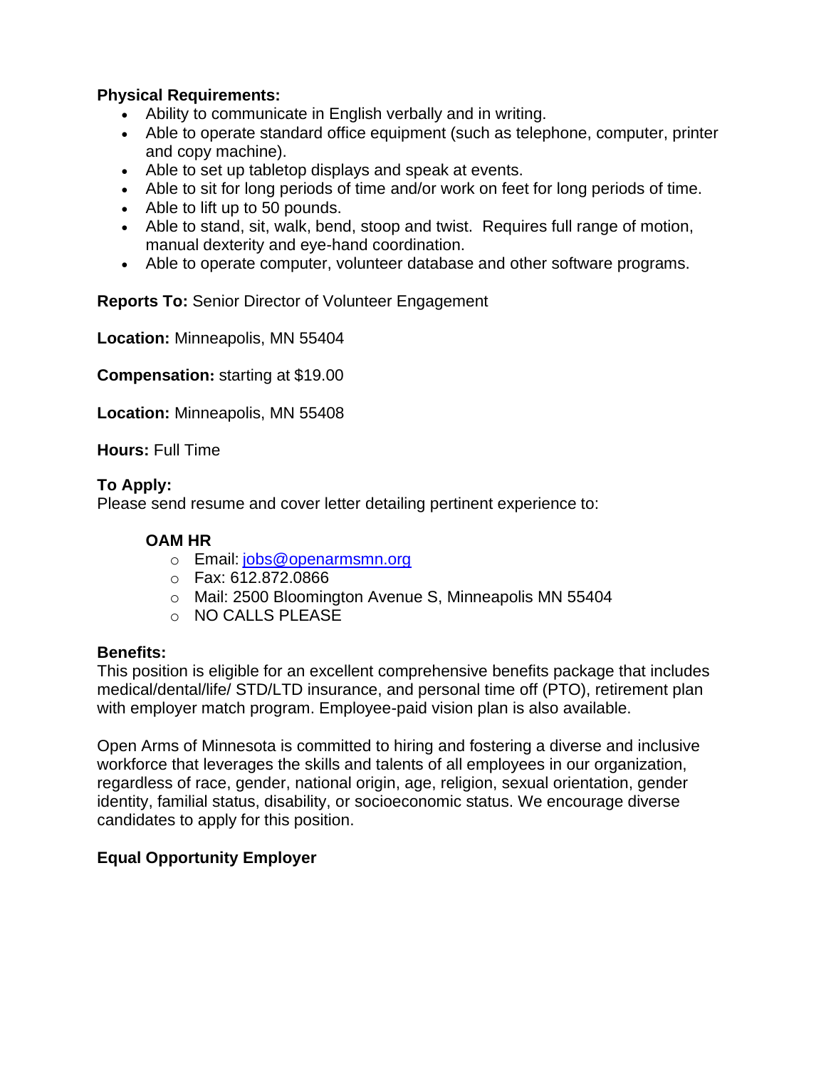**Physical Requirements:**

- Ability to communicate in English verbally and in writing.
- Able to operate standard office equipment (such as telephone, computer, printer and copy machine).
- Able to set up tabletop displays and speak at events.
- Able to sit for long periods of time and/or work on feet for long periods of time.
- Able to lift up to 50 pounds.
- Able to stand, sit, walk, bend, stoop and twist. Requires full range of motion, manual dexterity and eye-hand coordination.
- Able to operate computer, volunteer database and other software programs.

**Reports To:** Senior Director of Volunteer Engagement

**Location:** Minneapolis, MN 55404

**Compensation:** starting at $19.00

**Location:** Minneapolis, MN 55408

**Hours:** Full Time

**To Apply:**
Please send resume and cover letter detailing pertinent experience to:

**OAM HR**

- Email: jobs@openarmsmn.org
- Fax: 612.872.0866
- Mail: 2500 Bloomington Avenue S, Minneapolis MN 55404
- NO CALLS PLEASE

**Benefits:**
This position is eligible for an excellent comprehensive benefits package that includes medical/dental/life/ STD/LTD insurance, and personal time off (PTO), retirement plan with employer match program. Employee-paid vision plan is also available.

Open Arms of Minnesota is committed to hiring and fostering a diverse and inclusive workforce that leverages the skills and talents of all employees in our organization, regardless of race, gender, national origin, age, religion, sexual orientation, gender identity, familial status, disability, or socioeconomic status. We encourage diverse candidates to apply for this position.

**Equal Opportunity Employer**